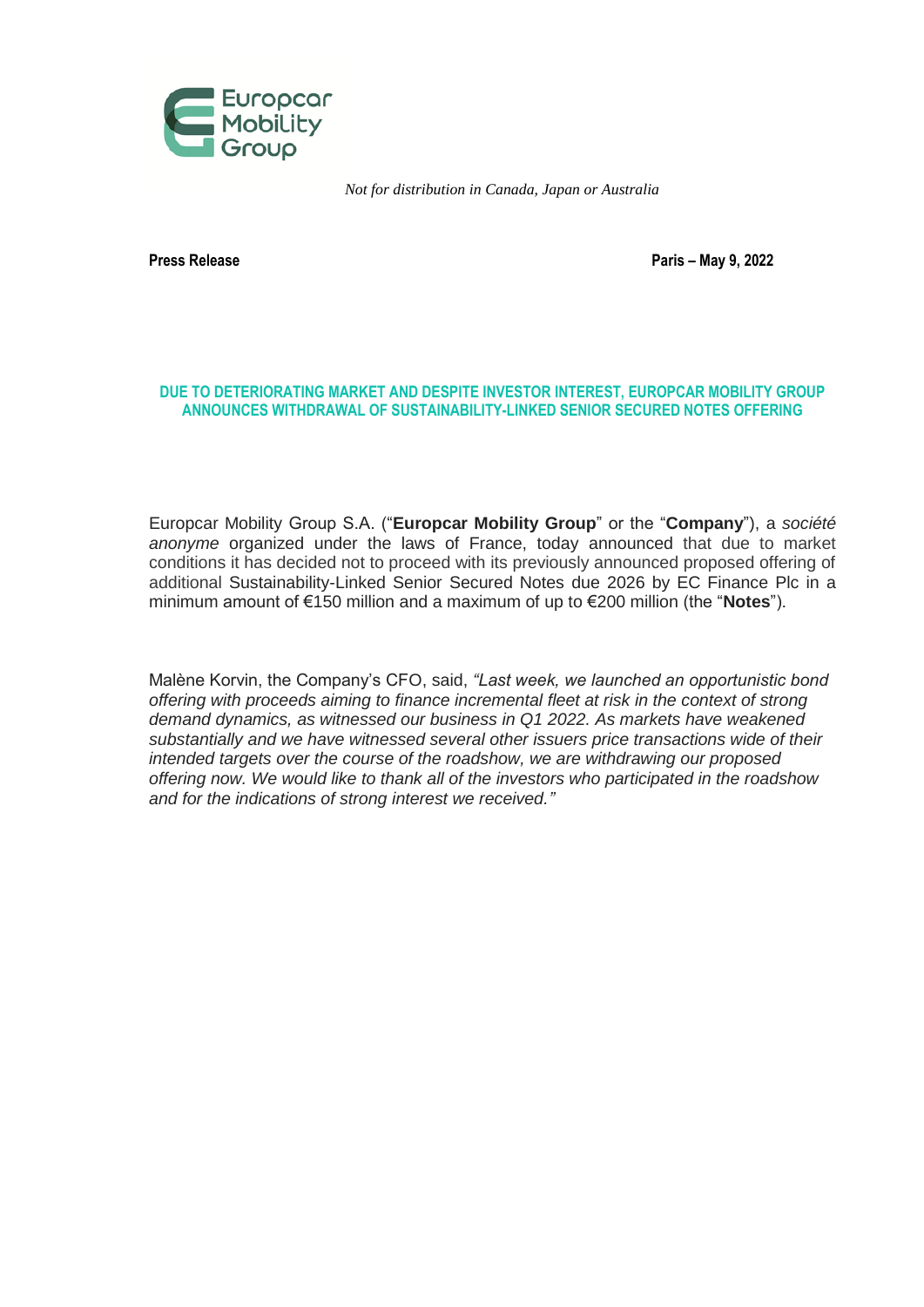*Not for distribution in Canada, Japan or Australia*

**Press Release** **Paris – May 9, 2022**

## DUE TO DETERIORATING MARKET AND DESPITE INVESTOR INTEREST, EUROPCAR MOBILITY GROUP ANNOUNCES WITHDRAWAL OF SUSTAINABILITY-LINKED SENIOR SECURED NOTES OFFERING

Europcar Mobility Group S.A. ("**Europcar Mobility Group**" or the "**Company**"), a *société anonyme* organized under the laws of France, today announced that due to market conditions it has decided not to proceed with its previously announced proposed offering of additional Sustainability-Linked Senior Secured Notes due 2026 by EC Finance Plc in a minimum amount of €150 million and a maximum of up to €200 million (the "**Notes**").

Malène Korvin, the Company's CFO, said, *"Last week, we launched an opportunistic bond offering with proceeds aiming to finance incremental fleet at risk in the context of strong demand dynamics, as witnessed our business in Q1 2022. As markets have weakened substantially and we have witnessed several other issuers price transactions wide of their intended targets over the course of the roadshow, we are withdrawing our proposed offering now. We would like to thank all of the investors who participated in the roadshow and for the indications of strong interest we received."*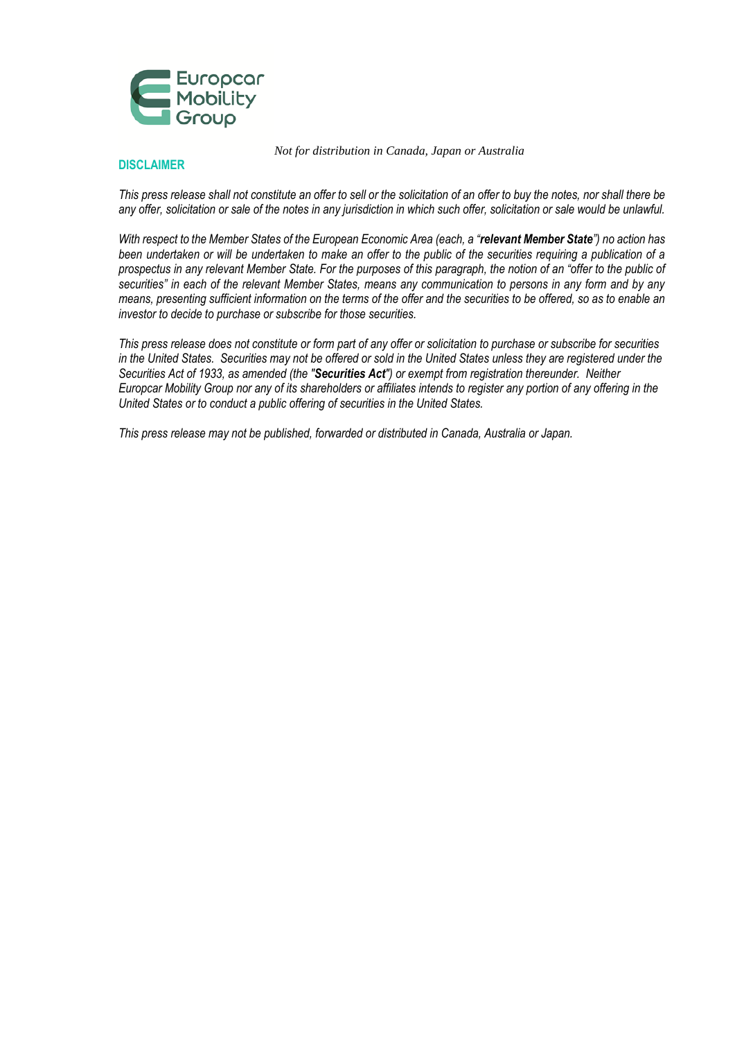*Not for distribution in Canada, Japan or Australia*

## DISCLAIMER

*This press release shall not constitute an offer to sell or the solicitation of an offer to buy the notes, nor shall there be any offer, solicitation or sale of the notes in any jurisdiction in which such offer, solicitation or sale would be unlawful.*

*With respect to the Member States of the European Economic Area (each, a "**relevant Member State**") no action has been undertaken or will be undertaken to make an offer to the public of the securities requiring a publication of a prospectus in any relevant Member State. For the purposes of this paragraph, the notion of an "offer to the public of securities" in each of the relevant Member States, means any communication to persons in any form and by any means, presenting sufficient information on the terms of the offer and the securities to be offered, so as to enable an investor to decide to purchase or subscribe for those securities.*

*This press release does not constitute or form part of any offer or solicitation to purchase or subscribe for securities in the United States. Securities may not be offered or sold in the United States unless they are registered under the Securities Act of 1933, as amended (the "**Securities Act**") or exempt from registration thereunder. Neither Europcar Mobility Group nor any of its shareholders or affiliates intends to register any portion of any offering in the United States or to conduct a public offering of securities in the United States.*

*This press release may not be published, forwarded or distributed in Canada, Australia or Japan.*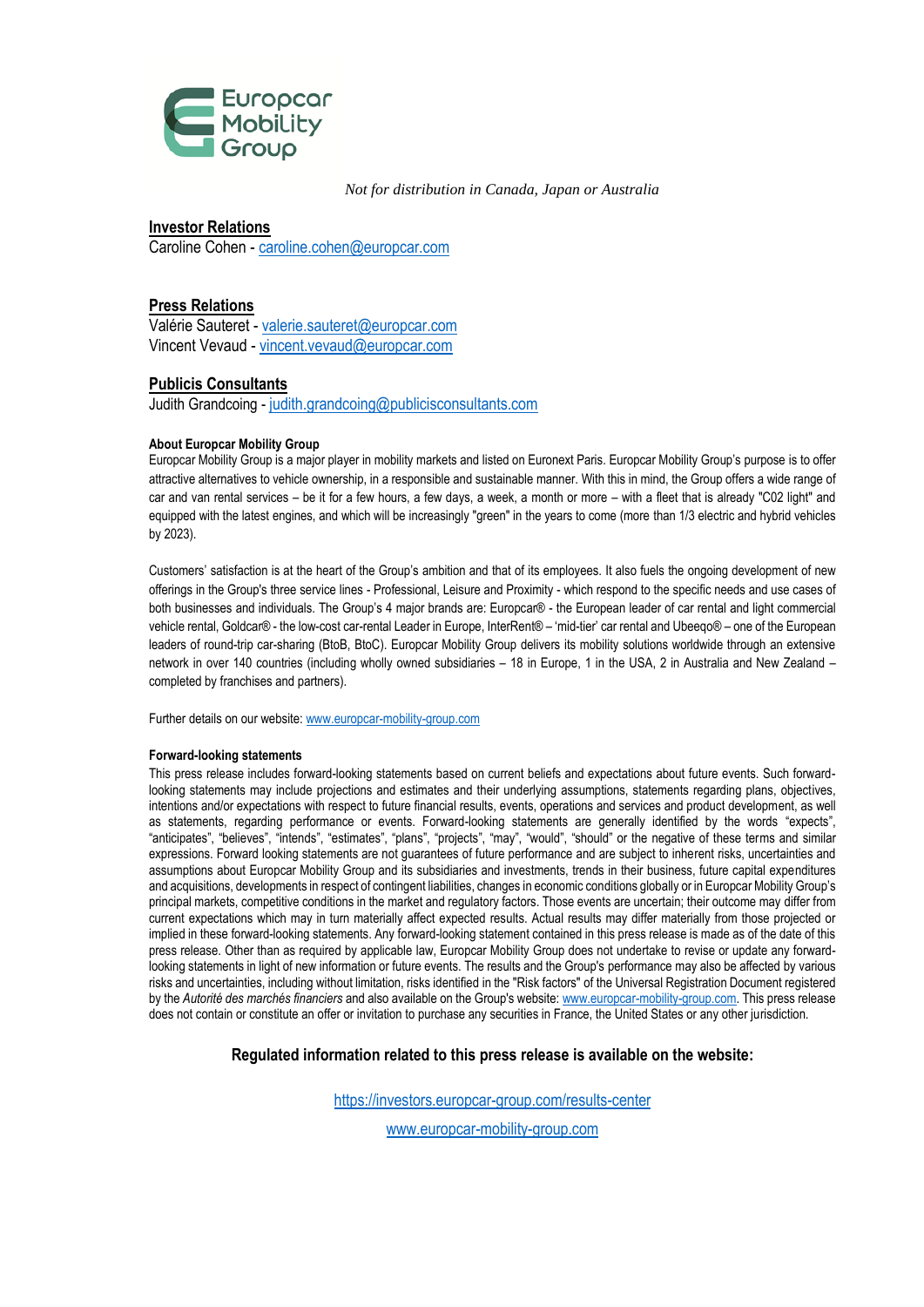*Not for distribution in Canada, Japan or Australia*

**Investor Relations**
Caroline Cohen - caroline.cohen@europcar.com

**Press Relations**
Valérie Sauteret - valerie.sauteret@europcar.com
Vincent Vevaud - vincent.vevaud@europcar.com

**Publicis Consultants**
Judith Grandcoing - judith.grandcoing@publicisconsultants.com

**About Europcar Mobility Group**

Europcar Mobility Group is a major player in mobility markets and listed on Euronext Paris. Europcar Mobility Group's purpose is to offer attractive alternatives to vehicle ownership, in a responsible and sustainable manner. With this in mind, the Group offers a wide range of car and van rental services – be it for a few hours, a few days, a week, a month or more – with a fleet that is already "C02 light" and equipped with the latest engines, and which will be increasingly "green" in the years to come (more than 1/3 electric and hybrid vehicles by 2023).

Customers' satisfaction is at the heart of the Group's ambition and that of its employees. It also fuels the ongoing development of new offerings in the Group's three service lines - Professional, Leisure and Proximity - which respond to the specific needs and use cases of both businesses and individuals. The Group's 4 major brands are: Europcar® - the European leader of car rental and light commercial vehicle rental, Goldcar® - the low-cost car-rental Leader in Europe, InterRent® – 'mid-tier' car rental and Ubeeqo® – one of the European leaders of round-trip car-sharing (BtoB, BtoC). Europcar Mobility Group delivers its mobility solutions worldwide through an extensive network in over 140 countries (including wholly owned subsidiaries – 18 in Europe, 1 in the USA, 2 in Australia and New Zealand – completed by franchises and partners).

Further details on our website: www.europcar-mobility-group.com

**Forward-looking statements**

This press release includes forward-looking statements based on current beliefs and expectations about future events. Such forward-looking statements may include projections and estimates and their underlying assumptions, statements regarding plans, objectives, intentions and/or expectations with respect to future financial results, events, operations and services and product development, as well as statements, regarding performance or events. Forward-looking statements are generally identified by the words "expects", "anticipates", "believes", "intends", "estimates", "plans", "projects", "may", "would", "should" or the negative of these terms and similar expressions. Forward looking statements are not guarantees of future performance and are subject to inherent risks, uncertainties and assumptions about Europcar Mobility Group and its subsidiaries and investments, trends in their business, future capital expenditures and acquisitions, developments in respect of contingent liabilities, changes in economic conditions globally or in Europcar Mobility Group's principal markets, competitive conditions in the market and regulatory factors. Those events are uncertain; their outcome may differ from current expectations which may in turn materially affect expected results. Actual results may differ materially from those projected or implied in these forward-looking statements. Any forward-looking statement contained in this press release is made as of the date of this press release. Other than as required by applicable law, Europcar Mobility Group does not undertake to revise or update any forward-looking statements in light of new information or future events. The results and the Group's performance may also be affected by various risks and uncertainties, including without limitation, risks identified in the "Risk factors" of the Universal Registration Document registered by the *Autorité des marchés financiers* and also available on the Group's website: www.europcar-mobility-group.com. This press release does not contain or constitute an offer or invitation to purchase any securities in France, the United States or any other jurisdiction.

**Regulated information related to this press release is available on the website:**

https://investors.europcar-group.com/results-center

www.europcar-mobility-group.com